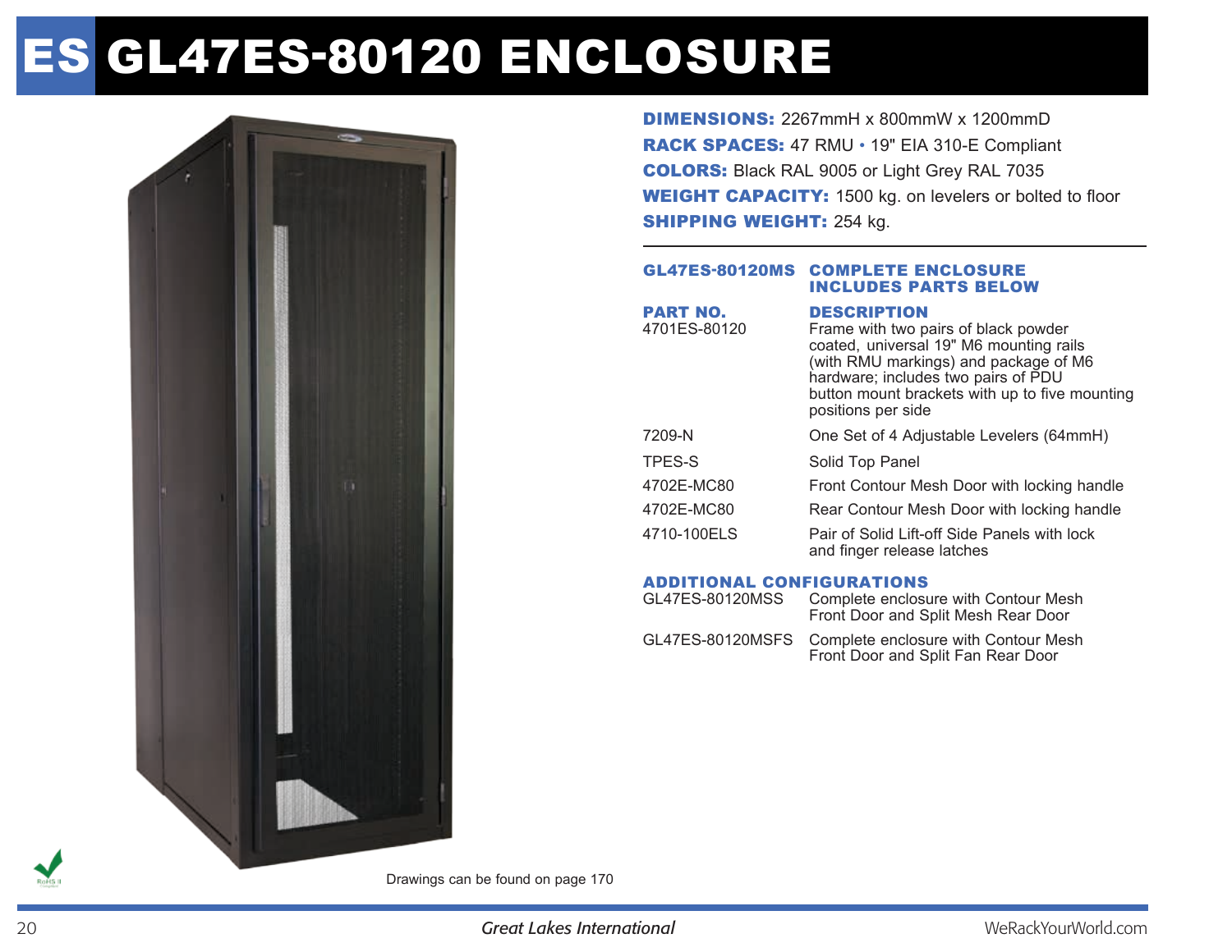# ES GL47ES-80120 ENCLOSURE

**DIMENSIONS:** 2267mmH x 800mmW x 1200mmD
**RACK SPACES:** 47 RMU • 19" EIA 310-E Compliant
**COLORS:** Black RAL 9005 or Light Grey RAL 7035
**WEIGHT CAPACITY:** 1500 kg. on levelers or bolted to floor
**SHIPPING WEIGHT:** 254 kg.

---

| **GL47ES-80120MS** | **COMPLETE ENCLOSURE INCLUDES PARTS BELOW** |
|---|---|
| **PART NO.** | **DESCRIPTION** |
| 4701ES-80120 | Frame with two pairs of black powder coated, universal 19" M6 mounting rails (with RMU markings) and package of M6 hardware; includes two pairs of PDU button mount brackets with up to five mounting positions per side |
| 7209-N | One Set of 4 Adjustable Levelers (64mmH) |
| TPES-S | Solid Top Panel |
| 4702E-MC80 | Front Contour Mesh Door with locking handle |
| 4702E-MC80 | Rear Contour Mesh Door with locking handle |
| 4710-100ELS | Pair of Solid Lift-off Side Panels with lock and finger release latches |

**ADDITIONAL CONFIGURATIONS**

| | |
|---|---|
| GL47ES-80120MSS | Complete enclosure with Contour Mesh Front Door and Split Mesh Rear Door |
| GL47ES-80120MSFS | Complete enclosure with Contour Mesh Front Door and Split Fan Rear Door |

Drawings can be found on page 170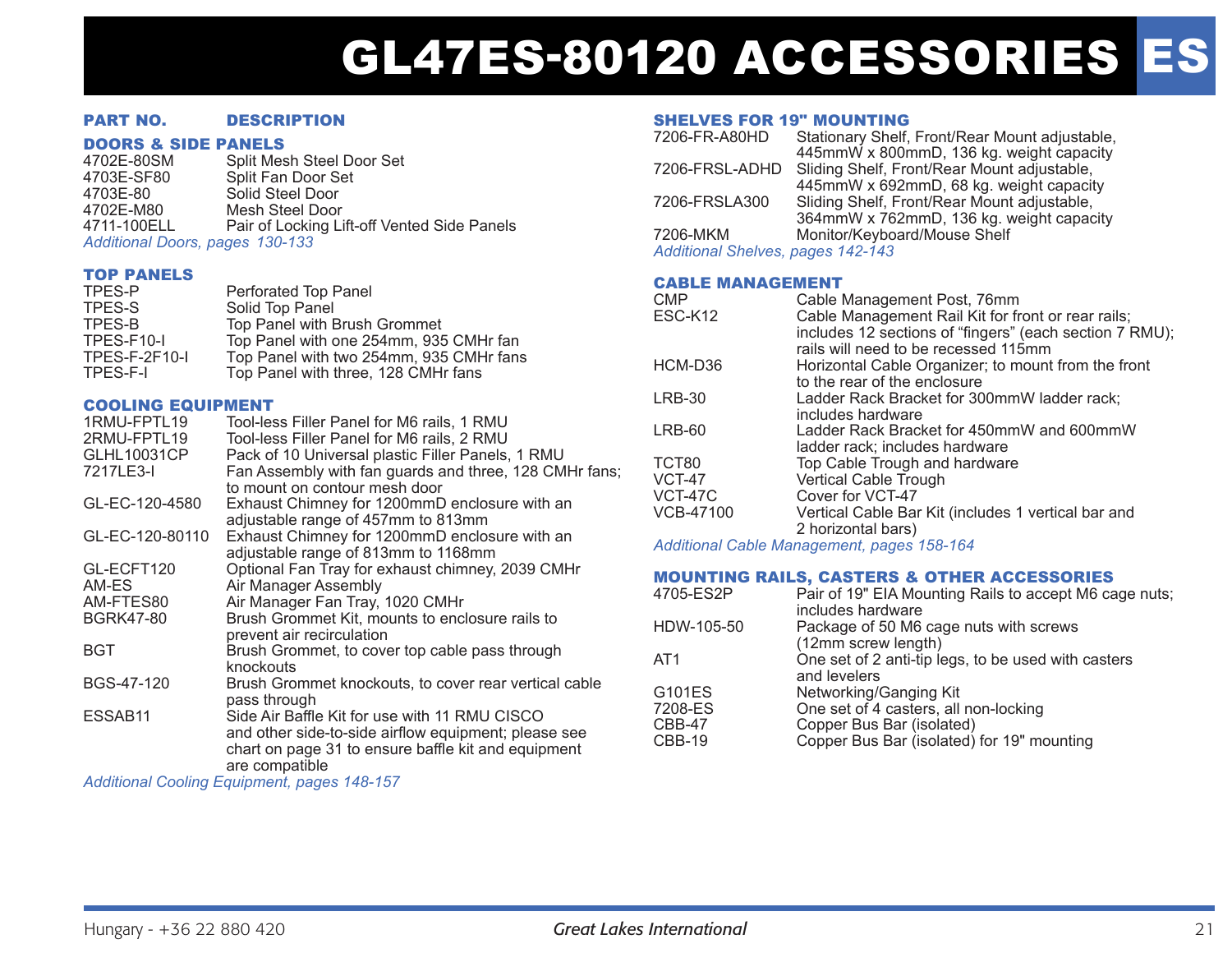# GL47ES-80120 ACCESSORIES ES

| PART NO. | DESCRIPTION |
|---|---|
| **DOORS & SIDE PANELS** | |
| 4702E-80SM | Split Mesh Steel Door Set |
| 4703E-SF80 | Split Fan Door Set |
| 4703E-80 | Solid Steel Door |
| 4702E-M80 | Mesh Steel Door |
| 4711-100ELL | Pair of Locking Lift-off Vented Side Panels |

*Additional Doors, pages 130-133*

## TOP PANELS

| | |
|---|---|
| TPES-P | Perforated Top Panel |
| TPES-S | Solid Top Panel |
| TPES-B | Top Panel with Brush Grommet |
| TPES-F10-I | Top Panel with one 254mm, 935 CMHr fan |
| TPES-F-2F10-I | Top Panel with two 254mm, 935 CMHr fans |
| TPES-F-I | Top Panel with three, 128 CMHr fans |

## COOLING EQUIPMENT

| | |
|---|---|
| 1RMU-FPTL19 | Tool-less Filler Panel for M6 rails, 1 RMU |
| 2RMU-FPTL19 | Tool-less Filler Panel for M6 rails, 2 RMU |
| GLHL10031CP | Pack of 10 Universal plastic Filler Panels, 1 RMU |
| 7217LE3-I | Fan Assembly with fan guards and three, 128 CMHr fans; to mount on contour mesh door |
| GL-EC-120-4580 | Exhaust Chimney for 1200mmD enclosure with an adjustable range of 457mm to 813mm |
| GL-EC-120-80110 | Exhaust Chimney for 1200mmD enclosure with an adjustable range of 813mm to 1168mm |
| GL-ECFT120 | Optional Fan Tray for exhaust chimney, 2039 CMHr |
| AM-ES | Air Manager Assembly |
| AM-FTES80 | Air Manager Fan Tray, 1020 CMHr |
| BGRK47-80 | Brush Grommet Kit, mounts to enclosure rails to prevent air recirculation |
| BGT | Brush Grommet, to cover top cable pass through knockouts |
| BGS-47-120 | Brush Grommet knockouts, to cover rear vertical cable pass through |
| ESSAB11 | Side Air Baffle Kit for use with 11 RMU CISCO and other side-to-side airflow equipment; please see chart on page 31 to ensure baffle kit and equipment are compatible |

*Additional Cooling Equipment, pages 148-157*

## SHELVES FOR 19" MOUNTING

| | |
|---|---|
| 7206-FR-A80HD | Stationary Shelf, Front/Rear Mount adjustable, 445mmW x 800mmD, 136 kg. weight capacity |
| 7206-FRSL-ADHD | Sliding Shelf, Front/Rear Mount adjustable, 445mmW x 692mmD, 68 kg. weight capacity |
| 7206-FRSLA300 | Sliding Shelf, Front/Rear Mount adjustable, 364mmW x 762mmD, 136 kg. weight capacity |
| 7206-MKM | Monitor/Keyboard/Mouse Shelf |

*Additional Shelves, pages 142-143*

## CABLE MANAGEMENT

| | |
|---|---|
| CMP | Cable Management Post, 76mm |
| ESC-K12 | Cable Management Rail Kit for front or rear rails; includes 12 sections of “fingers” (each section 7 RMU); rails will need to be recessed 115mm |
| HCM-D36 | Horizontal Cable Organizer; to mount from the front to the rear of the enclosure |
| LRB-30 | Ladder Rack Bracket for 300mmW ladder rack; includes hardware |
| LRB-60 | Ladder Rack Bracket for 450mmW and 600mmW ladder rack; includes hardware |
| TCT80 | Top Cable Trough and hardware |
| VCT-47 | Vertical Cable Trough |
| VCT-47C | Cover for VCT-47 |
| VCB-47100 | Vertical Cable Bar Kit (includes 1 vertical bar and 2 horizontal bars) |

*Additional Cable Management, pages 158-164*

## MOUNTING RAILS, CASTERS & OTHER ACCESSORIES

| | |
|---|---|
| 4705-ES2P | Pair of 19" EIA Mounting Rails to accept M6 cage nuts; includes hardware |
| HDW-105-50 | Package of 50 M6 cage nuts with screws (12mm screw length) |
| AT1 | One set of 2 anti-tip legs, to be used with casters and levelers |
| G101ES | Networking/Ganging Kit |
| 7208-ES | One set of 4 casters, all non-locking |
| CBB-47 | Copper Bus Bar (isolated) |
| CBB-19 | Copper Bus Bar (isolated) for 19" mounting |